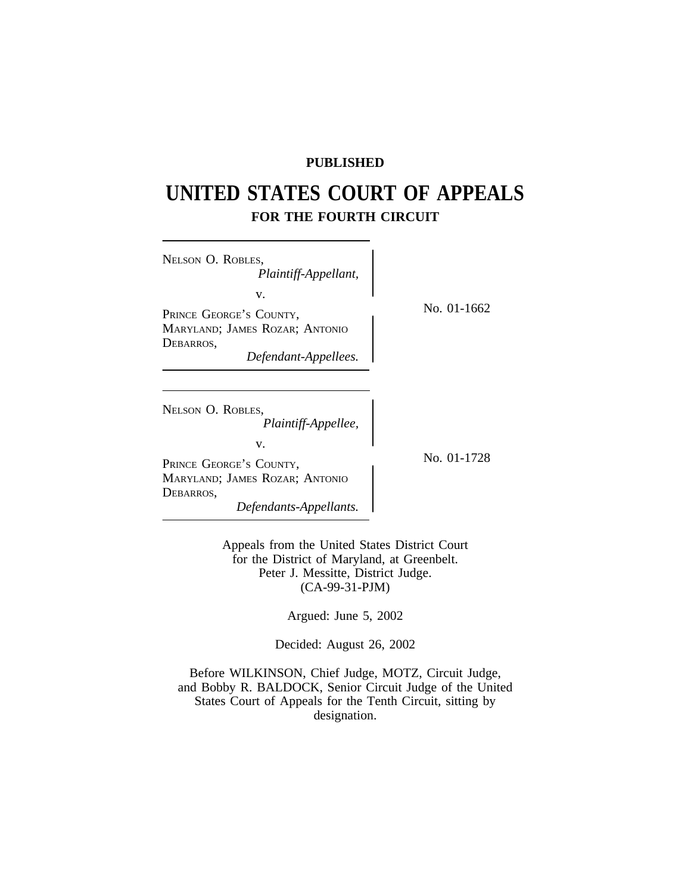**PUBLISHED**

# UNITED STATES COURT OF APPEALS

## FOR THE FOURTH CIRCUIT

NELSON O. ROBLES,
*Plaintiff-Appellant,*

v.

PRINCE GEORGE'S COUNTY, MARYLAND; JAMES ROZAR; ANTONIO DEBARROS,
*Defendant-Appellees.*

No. 01-1662

---

NELSON O. ROBLES,
*Plaintiff-Appellee,*

v.

PRINCE GEORGE'S COUNTY, MARYLAND; JAMES ROZAR; ANTONIO DEBARROS,
*Defendants-Appellants.*

No. 01-1728

---

Appeals from the United States District Court
for the District of Maryland, at Greenbelt.
Peter J. Messitte, District Judge.
(CA-99-31-PJM)

Argued: June 5, 2002

Decided: August 26, 2002

Before WILKINSON, Chief Judge, MOTZ, Circuit Judge, and Bobby R. BALDOCK, Senior Circuit Judge of the United States Court of Appeals for the Tenth Circuit, sitting by designation.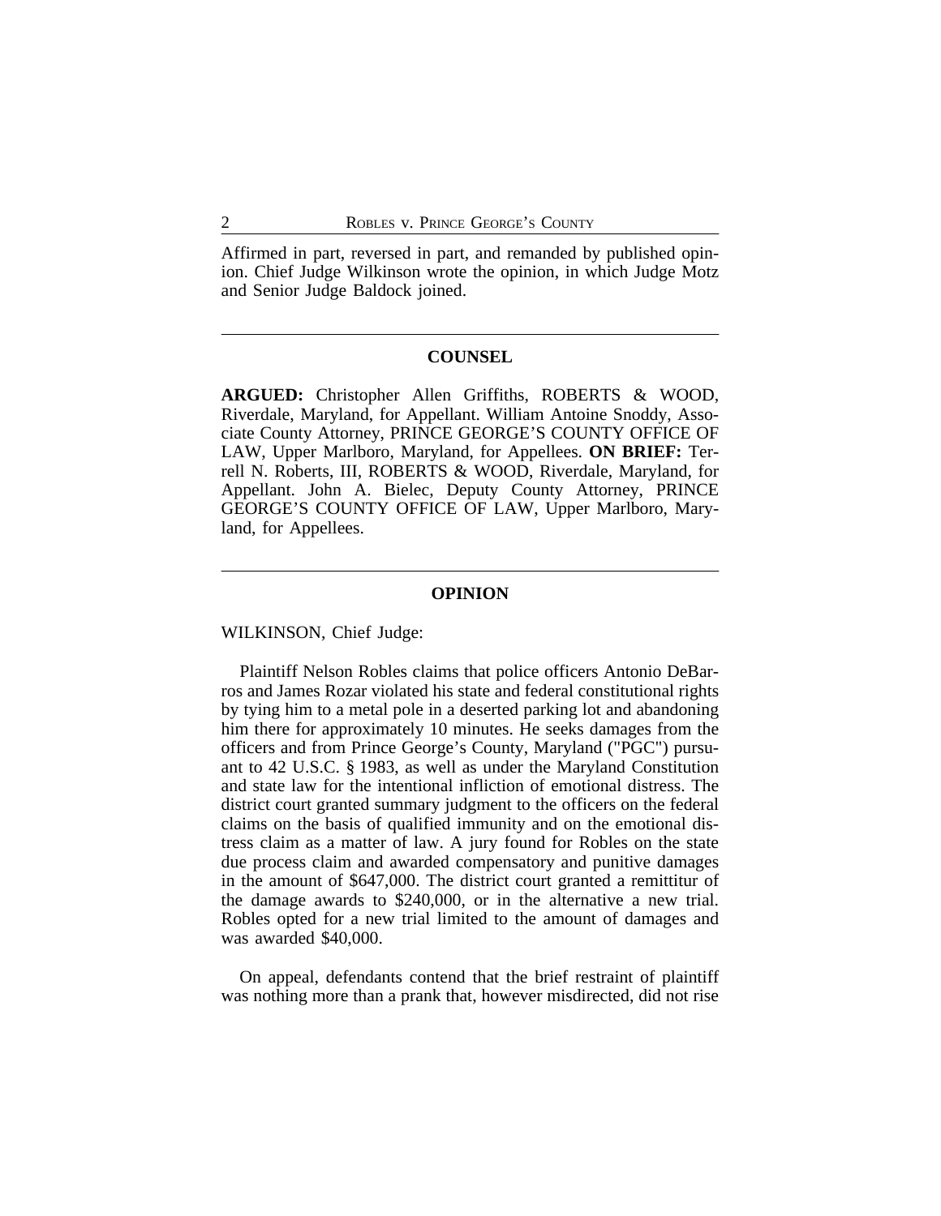Affirmed in part, reversed in part, and remanded by published opinion. Chief Judge Wilkinson wrote the opinion, in which Judge Motz and Senior Judge Baldock joined.

---

## COUNSEL

**ARGUED:** Christopher Allen Griffiths, ROBERTS & WOOD, Riverdale, Maryland, for Appellant. William Antoine Snoddy, Associate County Attorney, PRINCE GEORGE'S COUNTY OFFICE OF LAW, Upper Marlboro, Maryland, for Appellees. **ON BRIEF:** Terrell N. Roberts, III, ROBERTS & WOOD, Riverdale, Maryland, for Appellant. John A. Bielec, Deputy County Attorney, PRINCE GEORGE'S COUNTY OFFICE OF LAW, Upper Marlboro, Maryland, for Appellees.

---

## OPINION

WILKINSON, Chief Judge:

Plaintiff Nelson Robles claims that police officers Antonio DeBarros and James Rozar violated his state and federal constitutional rights by tying him to a metal pole in a deserted parking lot and abandoning him there for approximately 10 minutes. He seeks damages from the officers and from Prince George's County, Maryland ("PGC") pursuant to 42 U.S.C. § 1983, as well as under the Maryland Constitution and state law for the intentional infliction of emotional distress. The district court granted summary judgment to the officers on the federal claims on the basis of qualified immunity and on the emotional distress claim as a matter of law. A jury found for Robles on the state due process claim and awarded compensatory and punitive damages in the amount of $647,000. The district court granted a remittitur of the damage awards to $240,000, or in the alternative a new trial. Robles opted for a new trial limited to the amount of damages and was awarded $40,000.

On appeal, defendants contend that the brief restraint of plaintiff was nothing more than a prank that, however misdirected, did not rise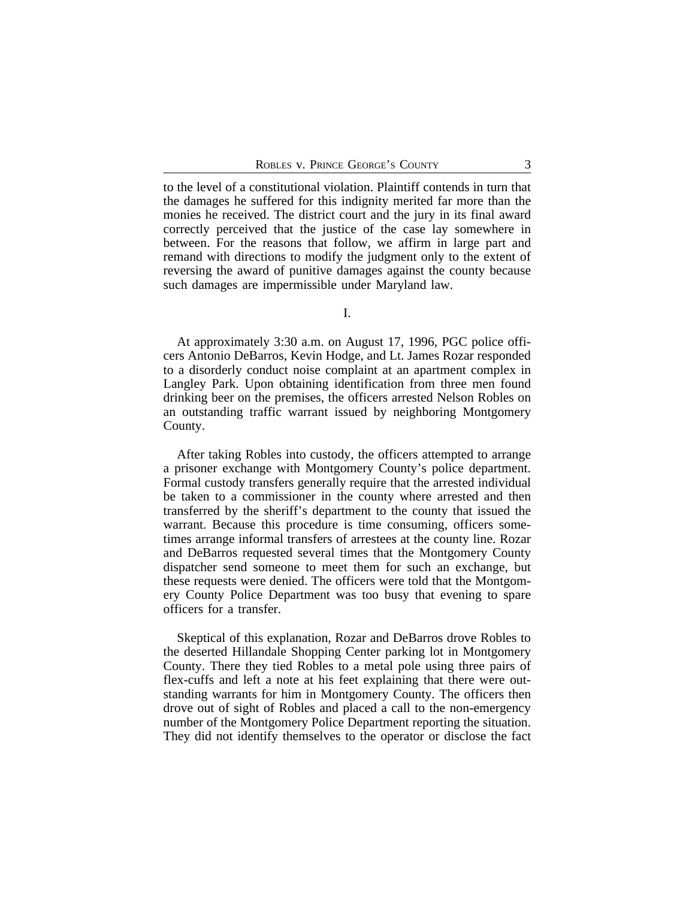to the level of a constitutional violation. Plaintiff contends in turn that the damages he suffered for this indignity merited far more than the monies he received. The district court and the jury in its final award correctly perceived that the justice of the case lay somewhere in between. For the reasons that follow, we affirm in large part and remand with directions to modify the judgment only to the extent of reversing the award of punitive damages against the county because such damages are impermissible under Maryland law.

## I.

At approximately 3:30 a.m. on August 17, 1996, PGC police officers Antonio DeBarros, Kevin Hodge, and Lt. James Rozar responded to a disorderly conduct noise complaint at an apartment complex in Langley Park. Upon obtaining identification from three men found drinking beer on the premises, the officers arrested Nelson Robles on an outstanding traffic warrant issued by neighboring Montgomery County.

After taking Robles into custody, the officers attempted to arrange a prisoner exchange with Montgomery County's police department. Formal custody transfers generally require that the arrested individual be taken to a commissioner in the county where arrested and then transferred by the sheriff's department to the county that issued the warrant. Because this procedure is time consuming, officers sometimes arrange informal transfers of arrestees at the county line. Rozar and DeBarros requested several times that the Montgomery County dispatcher send someone to meet them for such an exchange, but these requests were denied. The officers were told that the Montgomery County Police Department was too busy that evening to spare officers for a transfer.

Skeptical of this explanation, Rozar and DeBarros drove Robles to the deserted Hillandale Shopping Center parking lot in Montgomery County. There they tied Robles to a metal pole using three pairs of flex-cuffs and left a note at his feet explaining that there were outstanding warrants for him in Montgomery County. The officers then drove out of sight of Robles and placed a call to the non-emergency number of the Montgomery Police Department reporting the situation. They did not identify themselves to the operator or disclose the fact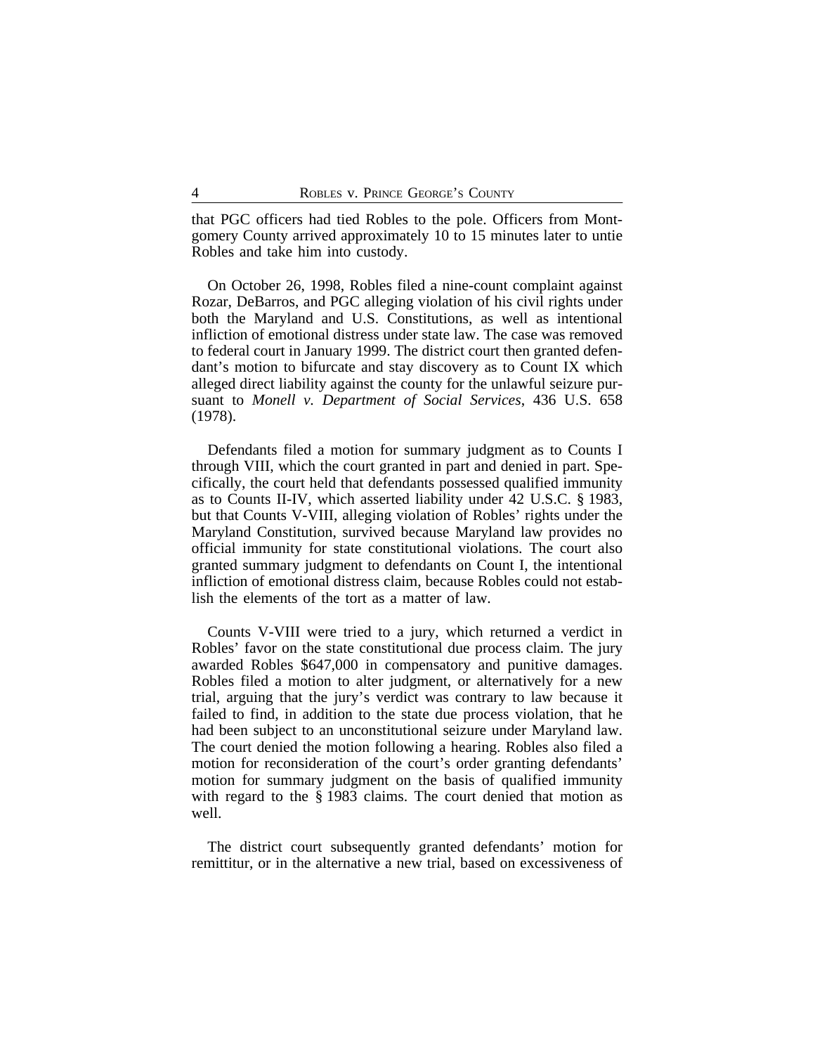that PGC officers had tied Robles to the pole. Officers from Montgomery County arrived approximately 10 to 15 minutes later to untie Robles and take him into custody.

On October 26, 1998, Robles filed a nine-count complaint against Rozar, DeBarros, and PGC alleging violation of his civil rights under both the Maryland and U.S. Constitutions, as well as intentional infliction of emotional distress under state law. The case was removed to federal court in January 1999. The district court then granted defendant's motion to bifurcate and stay discovery as to Count IX which alleged direct liability against the county for the unlawful seizure pursuant to *Monell v. Department of Social Services*, 436 U.S. 658 (1978).

Defendants filed a motion for summary judgment as to Counts I through VIII, which the court granted in part and denied in part. Specifically, the court held that defendants possessed qualified immunity as to Counts II-IV, which asserted liability under 42 U.S.C. § 1983, but that Counts V-VIII, alleging violation of Robles' rights under the Maryland Constitution, survived because Maryland law provides no official immunity for state constitutional violations. The court also granted summary judgment to defendants on Count I, the intentional infliction of emotional distress claim, because Robles could not establish the elements of the tort as a matter of law.

Counts V-VIII were tried to a jury, which returned a verdict in Robles' favor on the state constitutional due process claim. The jury awarded Robles $647,000 in compensatory and punitive damages. Robles filed a motion to alter judgment, or alternatively for a new trial, arguing that the jury's verdict was contrary to law because it failed to find, in addition to the state due process violation, that he had been subject to an unconstitutional seizure under Maryland law. The court denied the motion following a hearing. Robles also filed a motion for reconsideration of the court's order granting defendants' motion for summary judgment on the basis of qualified immunity with regard to the § 1983 claims. The court denied that motion as well.

The district court subsequently granted defendants' motion for remittitur, or in the alternative a new trial, based on excessiveness of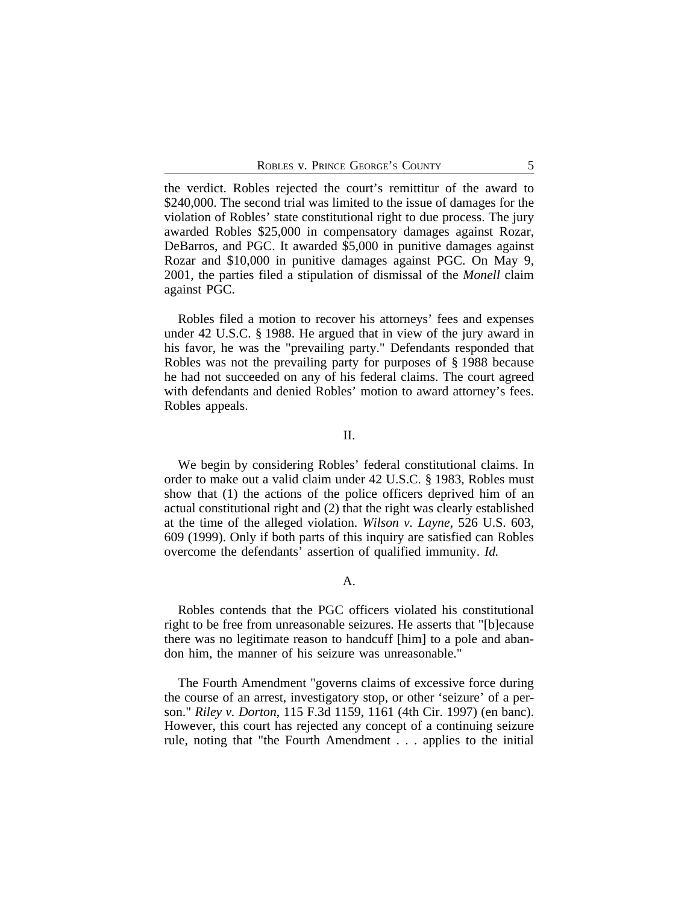the verdict. Robles rejected the court's remittitur of the award to $240,000. The second trial was limited to the issue of damages for the violation of Robles' state constitutional right to due process. The jury awarded Robles $25,000 in compensatory damages against Rozar, DeBarros, and PGC. It awarded $5,000 in punitive damages against Rozar and $10,000 in punitive damages against PGC. On May 9, 2001, the parties filed a stipulation of dismissal of the *Monell* claim against PGC.

Robles filed a motion to recover his attorneys' fees and expenses under 42 U.S.C. § 1988. He argued that in view of the jury award in his favor, he was the "prevailing party." Defendants responded that Robles was not the prevailing party for purposes of § 1988 because he had not succeeded on any of his federal claims. The court agreed with defendants and denied Robles' motion to award attorney's fees. Robles appeals.

## II.

We begin by considering Robles' federal constitutional claims. In order to make out a valid claim under 42 U.S.C. § 1983, Robles must show that (1) the actions of the police officers deprived him of an actual constitutional right and (2) that the right was clearly established at the time of the alleged violation. *Wilson v. Layne*, 526 U.S. 603, 609 (1999). Only if both parts of this inquiry are satisfied can Robles overcome the defendants' assertion of qualified immunity. *Id.*

### A.

Robles contends that the PGC officers violated his constitutional right to be free from unreasonable seizures. He asserts that "[b]ecause there was no legitimate reason to handcuff [him] to a pole and abandon him, the manner of his seizure was unreasonable."

The Fourth Amendment "governs claims of excessive force during the course of an arrest, investigatory stop, or other 'seizure' of a person." *Riley v. Dorton*, 115 F.3d 1159, 1161 (4th Cir. 1997) (en banc). However, this court has rejected any concept of a continuing seizure rule, noting that "the Fourth Amendment . . . applies to the initial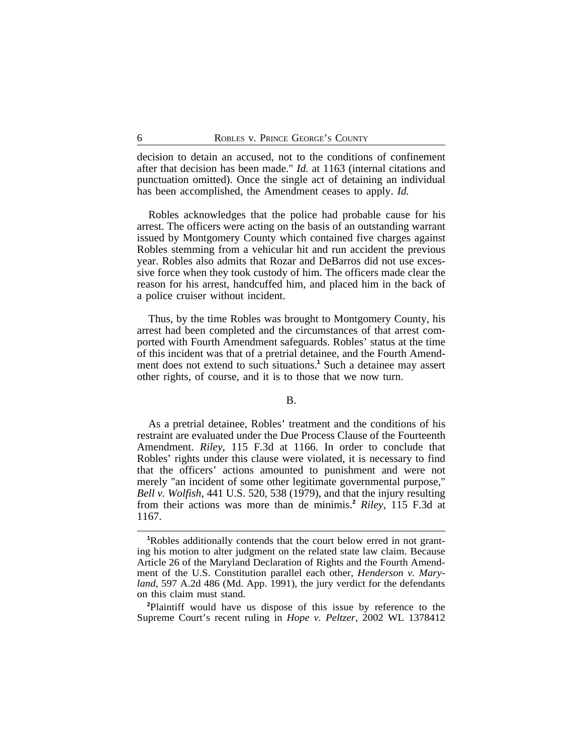decision to detain an accused, not to the conditions of confinement after that decision has been made." *Id.* at 1163 (internal citations and punctuation omitted). Once the single act of detaining an individual has been accomplished, the Amendment ceases to apply. *Id.*

Robles acknowledges that the police had probable cause for his arrest. The officers were acting on the basis of an outstanding warrant issued by Montgomery County which contained five charges against Robles stemming from a vehicular hit and run accident the previous year. Robles also admits that Rozar and DeBarros did not use excessive force when they took custody of him. The officers made clear the reason for his arrest, handcuffed him, and placed him in the back of a police cruiser without incident.

Thus, by the time Robles was brought to Montgomery County, his arrest had been completed and the circumstances of that arrest comported with Fourth Amendment safeguards. Robles' status at the time of this incident was that of a pretrial detainee, and the Fourth Amendment does not extend to such situations.[1] Such a detainee may assert other rights, of course, and it is to those that we now turn.

B.

As a pretrial detainee, Robles' treatment and the conditions of his restraint are evaluated under the Due Process Clause of the Fourteenth Amendment. *Riley*, 115 F.3d at 1166. In order to conclude that Robles' rights under this clause were violated, it is necessary to find that the officers' actions amounted to punishment and were not merely "an incident of some other legitimate governmental purpose," *Bell v. Wolfish*, 441 U.S. 520, 538 (1979), and that the injury resulting from their actions was more than de minimis.[2] *Riley*, 115 F.3d at 1167.

[1]Robles additionally contends that the court below erred in not granting his motion to alter judgment on the related state law claim. Because Article 26 of the Maryland Declaration of Rights and the Fourth Amendment of the U.S. Constitution parallel each other, *Henderson v. Maryland*, 597 A.2d 486 (Md. App. 1991), the jury verdict for the defendants on this claim must stand.

[2]Plaintiff would have us dispose of this issue by reference to the Supreme Court's recent ruling in *Hope v. Peltzer*, 2002 WL 1378412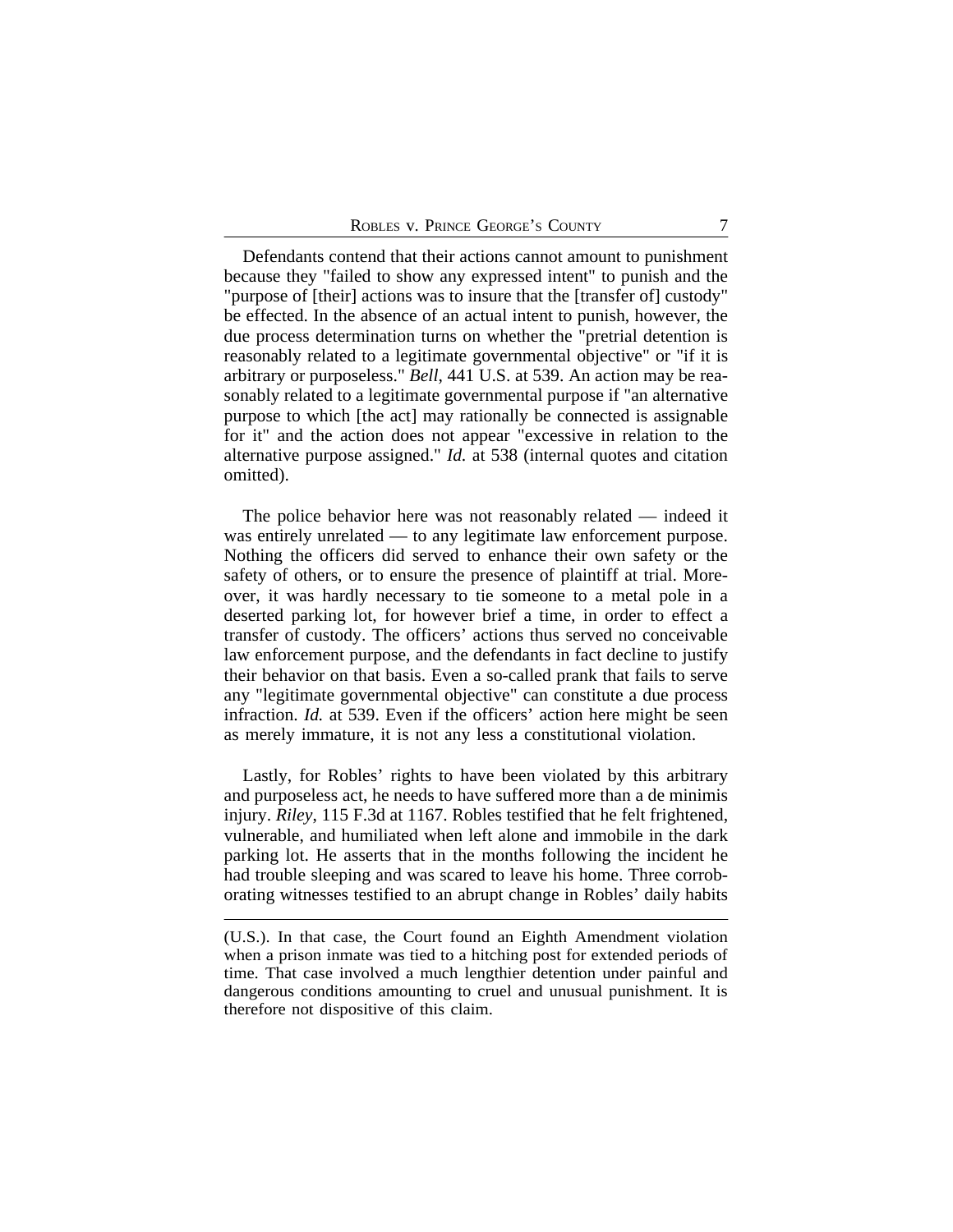Defendants contend that their actions cannot amount to punishment because they "failed to show any expressed intent" to punish and the "purpose of [their] actions was to insure that the [transfer of] custody" be effected. In the absence of an actual intent to punish, however, the due process determination turns on whether the "pretrial detention is reasonably related to a legitimate governmental objective" or "if it is arbitrary or purposeless." *Bell*, 441 U.S. at 539. An action may be reasonably related to a legitimate governmental purpose if "an alternative purpose to which [the act] may rationally be connected is assignable for it" and the action does not appear "excessive in relation to the alternative purpose assigned." *Id.* at 538 (internal quotes and citation omitted).

The police behavior here was not reasonably related — indeed it was entirely unrelated — to any legitimate law enforcement purpose. Nothing the officers did served to enhance their own safety or the safety of others, or to ensure the presence of plaintiff at trial. Moreover, it was hardly necessary to tie someone to a metal pole in a deserted parking lot, for however brief a time, in order to effect a transfer of custody. The officers' actions thus served no conceivable law enforcement purpose, and the defendants in fact decline to justify their behavior on that basis. Even a so-called prank that fails to serve any "legitimate governmental objective" can constitute a due process infraction. *Id.* at 539. Even if the officers' action here might be seen as merely immature, it is not any less a constitutional violation.

Lastly, for Robles' rights to have been violated by this arbitrary and purposeless act, he needs to have suffered more than a de minimis injury. *Riley*, 115 F.3d at 1167. Robles testified that he felt frightened, vulnerable, and humiliated when left alone and immobile in the dark parking lot. He asserts that in the months following the incident he had trouble sleeping and was scared to leave his home. Three corroborating witnesses testified to an abrupt change in Robles' daily habits

---

(U.S.). In that case, the Court found an Eighth Amendment violation when a prison inmate was tied to a hitching post for extended periods of time. That case involved a much lengthier detention under painful and dangerous conditions amounting to cruel and unusual punishment. It is therefore not dispositive of this claim.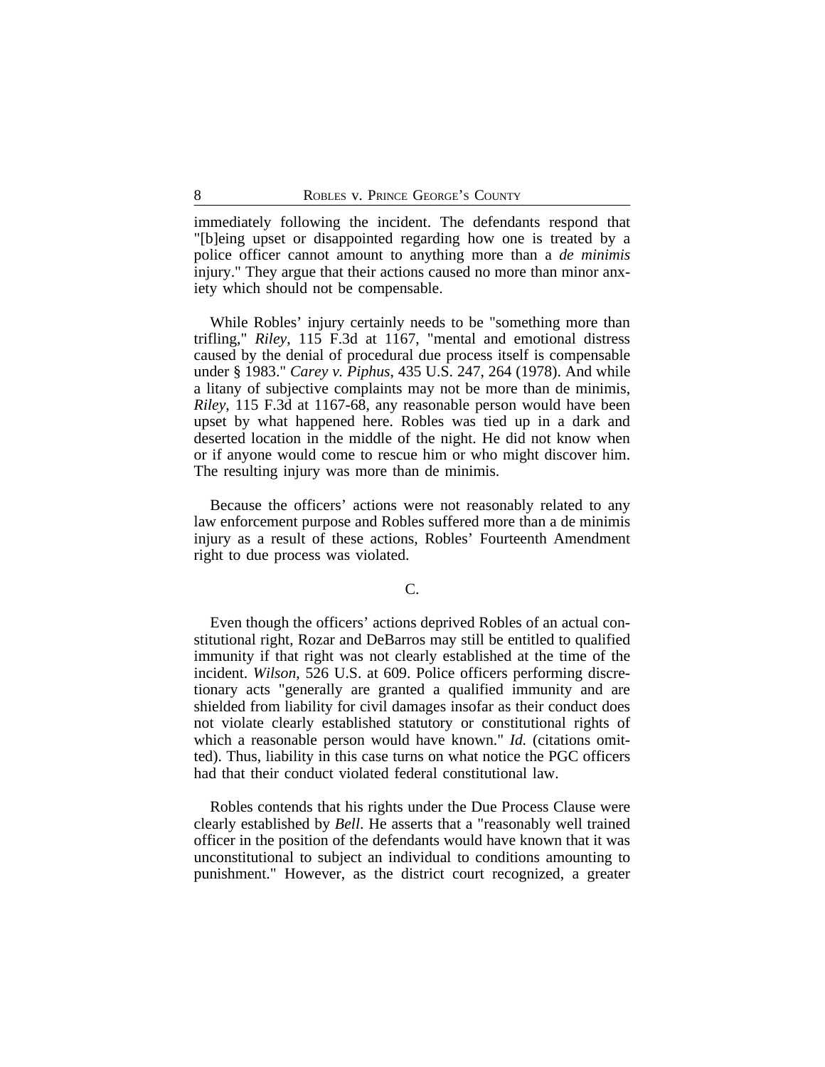immediately following the incident. The defendants respond that "[b]eing upset or disappointed regarding how one is treated by a police officer cannot amount to anything more than a *de minimis* injury." They argue that their actions caused no more than minor anxiety which should not be compensable.

While Robles' injury certainly needs to be "something more than trifling," *Riley*, 115 F.3d at 1167, "mental and emotional distress caused by the denial of procedural due process itself is compensable under § 1983." *Carey v. Piphus*, 435 U.S. 247, 264 (1978). And while a litany of subjective complaints may not be more than de minimis, *Riley*, 115 F.3d at 1167-68, any reasonable person would have been upset by what happened here. Robles was tied up in a dark and deserted location in the middle of the night. He did not know when or if anyone would come to rescue him or who might discover him. The resulting injury was more than de minimis.

Because the officers' actions were not reasonably related to any law enforcement purpose and Robles suffered more than a de minimis injury as a result of these actions, Robles' Fourteenth Amendment right to due process was violated.

## C.

Even though the officers' actions deprived Robles of an actual constitutional right, Rozar and DeBarros may still be entitled to qualified immunity if that right was not clearly established at the time of the incident. *Wilson*, 526 U.S. at 609. Police officers performing discretionary acts "generally are granted a qualified immunity and are shielded from liability for civil damages insofar as their conduct does not violate clearly established statutory or constitutional rights of which a reasonable person would have known." *Id.* (citations omitted). Thus, liability in this case turns on what notice the PGC officers had that their conduct violated federal constitutional law.

Robles contends that his rights under the Due Process Clause were clearly established by *Bell*. He asserts that a "reasonably well trained officer in the position of the defendants would have known that it was unconstitutional to subject an individual to conditions amounting to punishment." However, as the district court recognized, a greater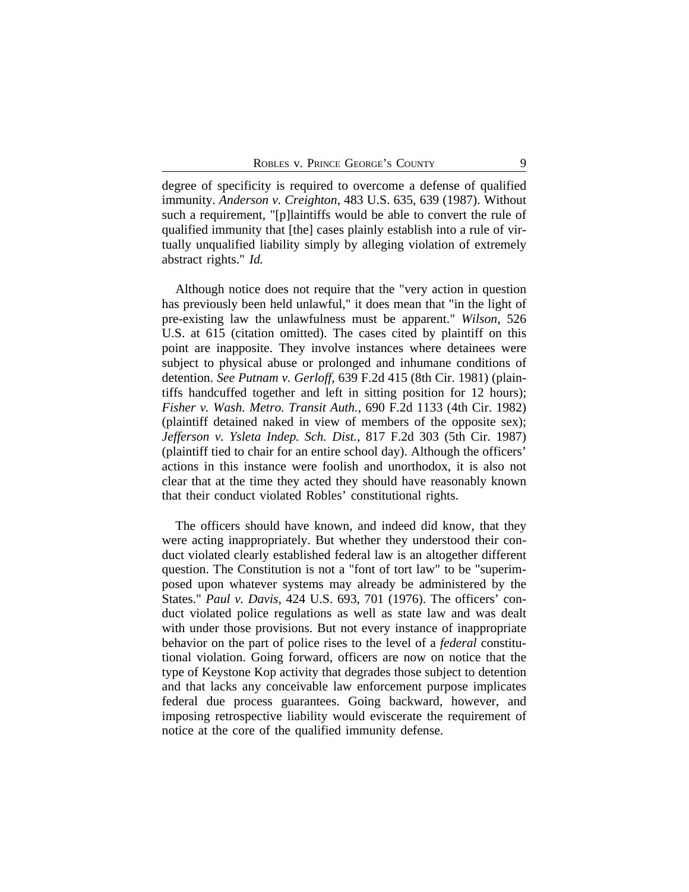degree of specificity is required to overcome a defense of qualified immunity. *Anderson v. Creighton*, 483 U.S. 635, 639 (1987). Without such a requirement, "[p]laintiffs would be able to convert the rule of qualified immunity that [the] cases plainly establish into a rule of virtually unqualified liability simply by alleging violation of extremely abstract rights." *Id.*

Although notice does not require that the "very action in question has previously been held unlawful," it does mean that "in the light of pre-existing law the unlawfulness must be apparent." *Wilson*, 526 U.S. at 615 (citation omitted). The cases cited by plaintiff on this point are inapposite. They involve instances where detainees were subject to physical abuse or prolonged and inhumane conditions of detention. *See Putnam v. Gerloff*, 639 F.2d 415 (8th Cir. 1981) (plaintiffs handcuffed together and left in sitting position for 12 hours); *Fisher v. Wash. Metro. Transit Auth.*, 690 F.2d 1133 (4th Cir. 1982) (plaintiff detained naked in view of members of the opposite sex); *Jefferson v. Ysleta Indep. Sch. Dist.*, 817 F.2d 303 (5th Cir. 1987) (plaintiff tied to chair for an entire school day). Although the officers' actions in this instance were foolish and unorthodox, it is also not clear that at the time they acted they should have reasonably known that their conduct violated Robles' constitutional rights.

The officers should have known, and indeed did know, that they were acting inappropriately. But whether they understood their conduct violated clearly established federal law is an altogether different question. The Constitution is not a "font of tort law" to be "superimposed upon whatever systems may already be administered by the States." *Paul v. Davis*, 424 U.S. 693, 701 (1976). The officers' conduct violated police regulations as well as state law and was dealt with under those provisions. But not every instance of inappropriate behavior on the part of police rises to the level of a *federal* constitutional violation. Going forward, officers are now on notice that the type of Keystone Kop activity that degrades those subject to detention and that lacks any conceivable law enforcement purpose implicates federal due process guarantees. Going backward, however, and imposing retrospective liability would eviscerate the requirement of notice at the core of the qualified immunity defense.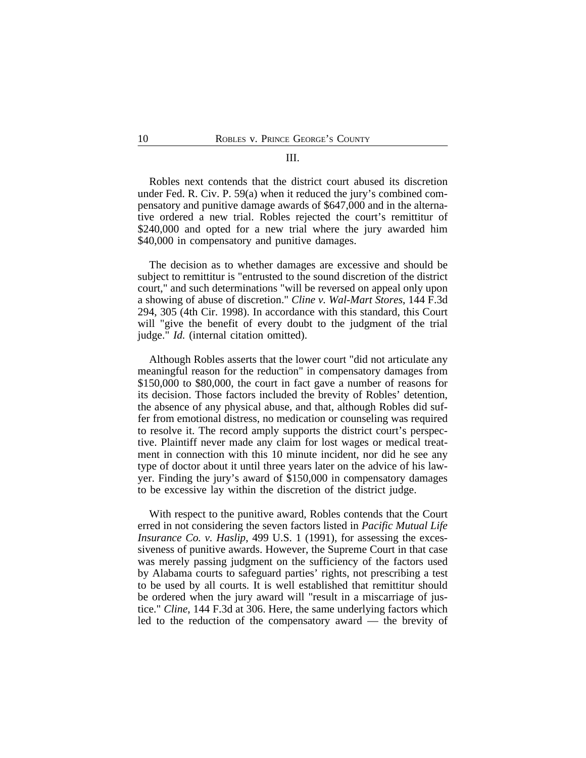### III.

Robles next contends that the district court abused its discretion under Fed. R. Civ. P. 59(a) when it reduced the jury's combined compensatory and punitive damage awards of $647,000 and in the alternative ordered a new trial. Robles rejected the court's remittitur of $240,000 and opted for a new trial where the jury awarded him $40,000 in compensatory and punitive damages.

The decision as to whether damages are excessive and should be subject to remittitur is "entrusted to the sound discretion of the district court," and such determinations "will be reversed on appeal only upon a showing of abuse of discretion." *Cline v. Wal-Mart Stores*, 144 F.3d 294, 305 (4th Cir. 1998). In accordance with this standard, this Court will "give the benefit of every doubt to the judgment of the trial judge." *Id.* (internal citation omitted).

Although Robles asserts that the lower court "did not articulate any meaningful reason for the reduction" in compensatory damages from $150,000 to $80,000, the court in fact gave a number of reasons for its decision. Those factors included the brevity of Robles' detention, the absence of any physical abuse, and that, although Robles did suffer from emotional distress, no medication or counseling was required to resolve it. The record amply supports the district court's perspective. Plaintiff never made any claim for lost wages or medical treatment in connection with this 10 minute incident, nor did he see any type of doctor about it until three years later on the advice of his lawyer. Finding the jury's award of $150,000 in compensatory damages to be excessive lay within the discretion of the district judge.

With respect to the punitive award, Robles contends that the Court erred in not considering the seven factors listed in *Pacific Mutual Life Insurance Co. v. Haslip*, 499 U.S. 1 (1991), for assessing the excessiveness of punitive awards. However, the Supreme Court in that case was merely passing judgment on the sufficiency of the factors used by Alabama courts to safeguard parties' rights, not prescribing a test to be used by all courts. It is well established that remittitur should be ordered when the jury award will "result in a miscarriage of justice." *Cline*, 144 F.3d at 306. Here, the same underlying factors which led to the reduction of the compensatory award — the brevity of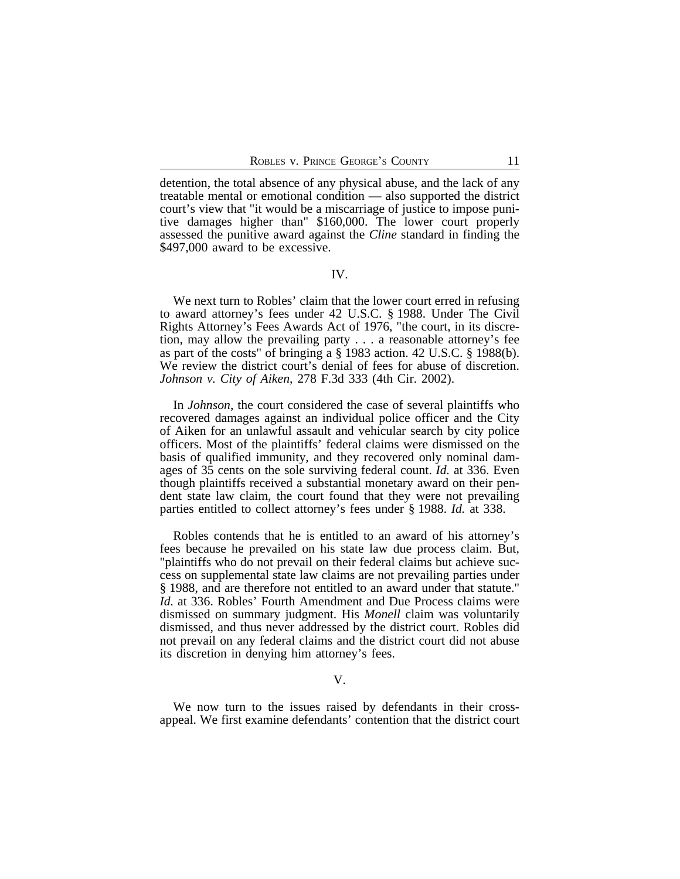detention, the total absence of any physical abuse, and the lack of any treatable mental or emotional condition — also supported the district court's view that "it would be a miscarriage of justice to impose punitive damages higher than" $160,000. The lower court properly assessed the punitive award against the *Cline* standard in finding the $497,000 award to be excessive.

## IV.

We next turn to Robles' claim that the lower court erred in refusing to award attorney's fees under 42 U.S.C. § 1988. Under The Civil Rights Attorney's Fees Awards Act of 1976, "the court, in its discretion, may allow the prevailing party . . . a reasonable attorney's fee as part of the costs" of bringing a § 1983 action. 42 U.S.C. § 1988(b). We review the district court's denial of fees for abuse of discretion. *Johnson v. City of Aiken*, 278 F.3d 333 (4th Cir. 2002).

In *Johnson*, the court considered the case of several plaintiffs who recovered damages against an individual police officer and the City of Aiken for an unlawful assault and vehicular search by city police officers. Most of the plaintiffs' federal claims were dismissed on the basis of qualified immunity, and they recovered only nominal damages of 35 cents on the sole surviving federal count. *Id.* at 336. Even though plaintiffs received a substantial monetary award on their pendent state law claim, the court found that they were not prevailing parties entitled to collect attorney's fees under § 1988. *Id.* at 338.

Robles contends that he is entitled to an award of his attorney's fees because he prevailed on his state law due process claim. But, "plaintiffs who do not prevail on their federal claims but achieve success on supplemental state law claims are not prevailing parties under § 1988, and are therefore not entitled to an award under that statute." *Id.* at 336. Robles' Fourth Amendment and Due Process claims were dismissed on summary judgment. His *Monell* claim was voluntarily dismissed, and thus never addressed by the district court. Robles did not prevail on any federal claims and the district court did not abuse its discretion in denying him attorney's fees.

## V.

We now turn to the issues raised by defendants in their cross-appeal. We first examine defendants' contention that the district court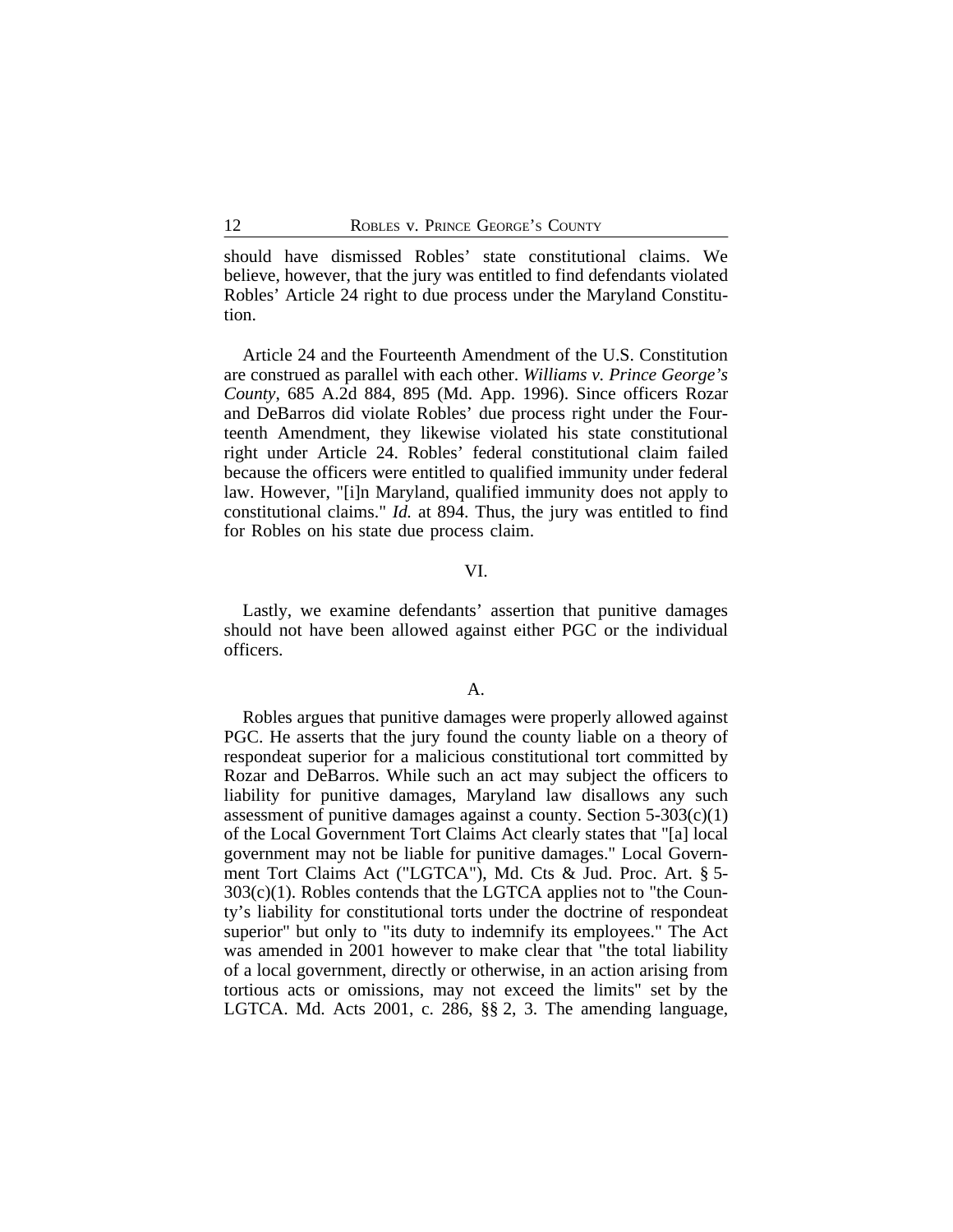should have dismissed Robles' state constitutional claims. We believe, however, that the jury was entitled to find defendants violated Robles' Article 24 right to due process under the Maryland Constitution.

Article 24 and the Fourteenth Amendment of the U.S. Constitution are construed as parallel with each other. *Williams v. Prince George's County*, 685 A.2d 884, 895 (Md. App. 1996). Since officers Rozar and DeBarros did violate Robles' due process right under the Fourteenth Amendment, they likewise violated his state constitutional right under Article 24. Robles' federal constitutional claim failed because the officers were entitled to qualified immunity under federal law. However, "[i]n Maryland, qualified immunity does not apply to constitutional claims." *Id.* at 894. Thus, the jury was entitled to find for Robles on his state due process claim.

## VI.

Lastly, we examine defendants' assertion that punitive damages should not have been allowed against either PGC or the individual officers.

### A.

Robles argues that punitive damages were properly allowed against PGC. He asserts that the jury found the county liable on a theory of respondeat superior for a malicious constitutional tort committed by Rozar and DeBarros. While such an act may subject the officers to liability for punitive damages, Maryland law disallows any such assessment of punitive damages against a county. Section 5-303(c)(1) of the Local Government Tort Claims Act clearly states that "[a] local government may not be liable for punitive damages." Local Government Tort Claims Act ("LGTCA"), Md. Cts & Jud. Proc. Art. § 5-303(c)(1). Robles contends that the LGTCA applies not to "the County's liability for constitutional torts under the doctrine of respondeat superior" but only to "its duty to indemnify its employees." The Act was amended in 2001 however to make clear that "the total liability of a local government, directly or otherwise, in an action arising from tortious acts or omissions, may not exceed the limits" set by the LGTCA. Md. Acts 2001, c. 286, §§ 2, 3. The amending language,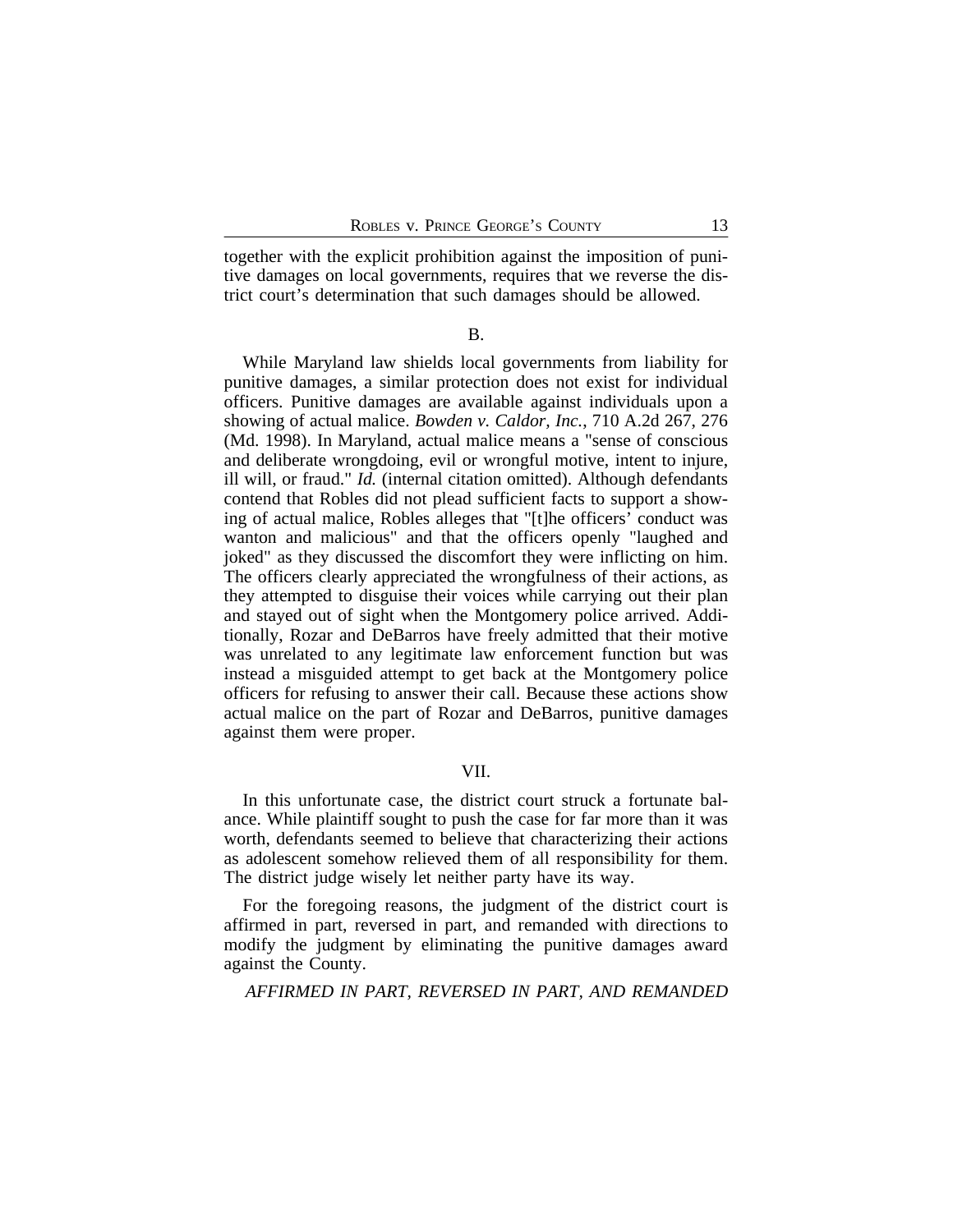together with the explicit prohibition against the imposition of punitive damages on local governments, requires that we reverse the district court's determination that such damages should be allowed.

B.

While Maryland law shields local governments from liability for punitive damages, a similar protection does not exist for individual officers. Punitive damages are available against individuals upon a showing of actual malice. *Bowden v. Caldor, Inc.*, 710 A.2d 267, 276 (Md. 1998). In Maryland, actual malice means a "sense of conscious and deliberate wrongdoing, evil or wrongful motive, intent to injure, ill will, or fraud." *Id.* (internal citation omitted). Although defendants contend that Robles did not plead sufficient facts to support a showing of actual malice, Robles alleges that "[t]he officers' conduct was wanton and malicious" and that the officers openly "laughed and joked" as they discussed the discomfort they were inflicting on him. The officers clearly appreciated the wrongfulness of their actions, as they attempted to disguise their voices while carrying out their plan and stayed out of sight when the Montgomery police arrived. Additionally, Rozar and DeBarros have freely admitted that their motive was unrelated to any legitimate law enforcement function but was instead a misguided attempt to get back at the Montgomery police officers for refusing to answer their call. Because these actions show actual malice on the part of Rozar and DeBarros, punitive damages against them were proper.

VII.

In this unfortunate case, the district court struck a fortunate balance. While plaintiff sought to push the case for far more than it was worth, defendants seemed to believe that characterizing their actions as adolescent somehow relieved them of all responsibility for them. The district judge wisely let neither party have its way.

For the foregoing reasons, the judgment of the district court is affirmed in part, reversed in part, and remanded with directions to modify the judgment by eliminating the punitive damages award against the County.

*AFFIRMED IN PART, REVERSED IN PART, AND REMANDED*